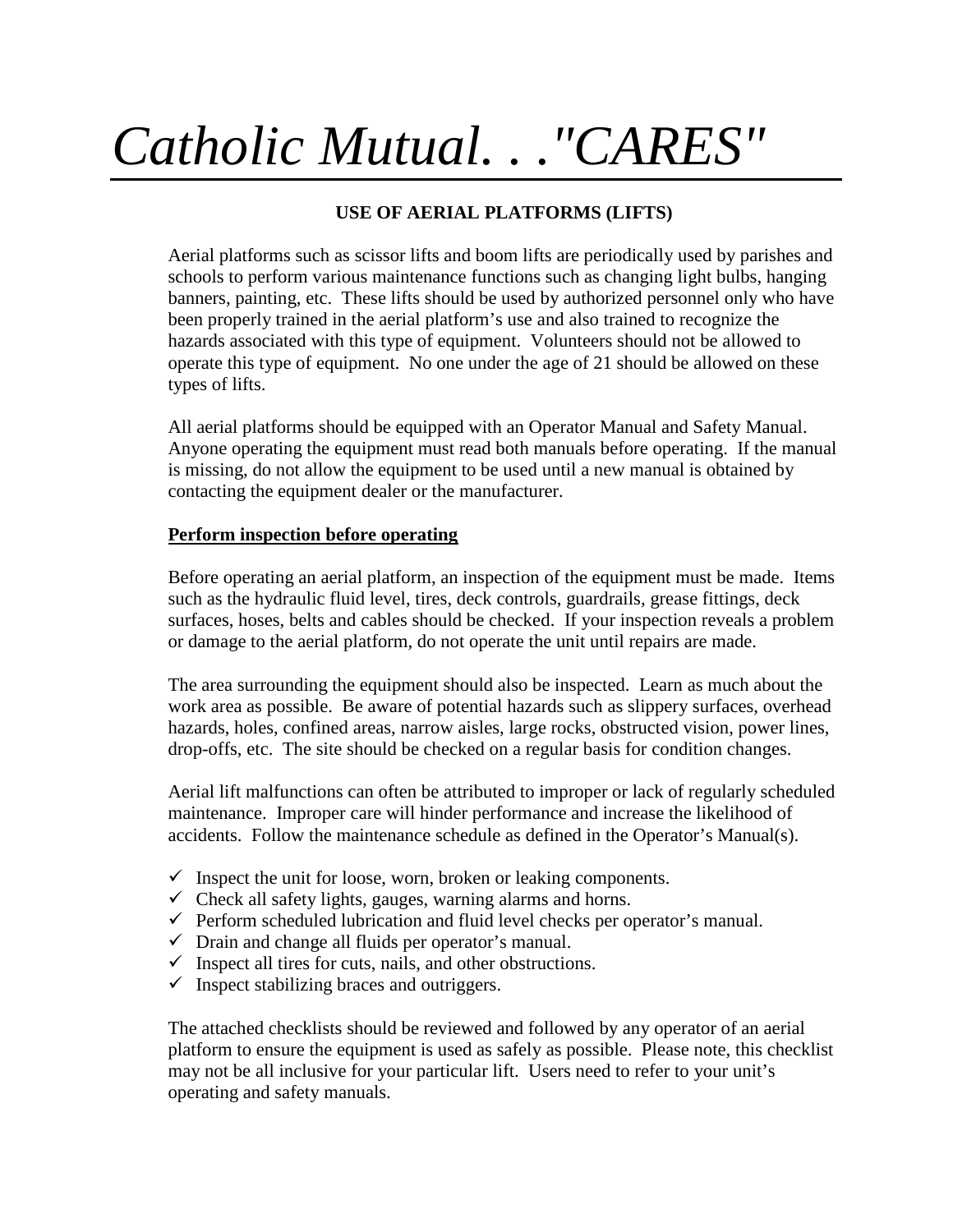# *Catholic Mutual. . ."CARES"*

## USE OF AERIAL PLATFORMS (LIFTS)

Aerial platforms such as scissor lifts and boom lifts are periodically used by parishes and schools to perform various maintenance functions such as changing light bulbs, hanging banners, painting, etc. These lifts should be used by authorized personnel only who have been properly trained in the aerial platform's use and also trained to recognize the hazards associated with this type of equipment. Volunteers should not be allowed to operate this type of equipment. No one under the age of 21 should be allowed on these types of lifts.

All aerial platforms should be equipped with an Operator Manual and Safety Manual. Anyone operating the equipment must read both manuals before operating. If the manual is missing, do not allow the equipment to be used until a new manual is obtained by contacting the equipment dealer or the manufacturer.

**Perform inspection before operating**

Before operating an aerial platform, an inspection of the equipment must be made. Items such as the hydraulic fluid level, tires, deck controls, guardrails, grease fittings, deck surfaces, hoses, belts and cables should be checked. If your inspection reveals a problem or damage to the aerial platform, do not operate the unit until repairs are made.

The area surrounding the equipment should also be inspected. Learn as much about the work area as possible. Be aware of potential hazards such as slippery surfaces, overhead hazards, holes, confined areas, narrow aisles, large rocks, obstructed vision, power lines, drop-offs, etc. The site should be checked on a regular basis for condition changes.

Aerial lift malfunctions can often be attributed to improper or lack of regularly scheduled maintenance. Improper care will hinder performance and increase the likelihood of accidents. Follow the maintenance schedule as defined in the Operator's Manual(s).

- ✓ Inspect the unit for loose, worn, broken or leaking components.
- ✓ Check all safety lights, gauges, warning alarms and horns.
- ✓ Perform scheduled lubrication and fluid level checks per operator's manual.
- ✓ Drain and change all fluids per operator's manual.
- ✓ Inspect all tires for cuts, nails, and other obstructions.
- ✓ Inspect stabilizing braces and outriggers.

The attached checklists should be reviewed and followed by any operator of an aerial platform to ensure the equipment is used as safely as possible. Please note, this checklist may not be all inclusive for your particular lift. Users need to refer to your unit's operating and safety manuals.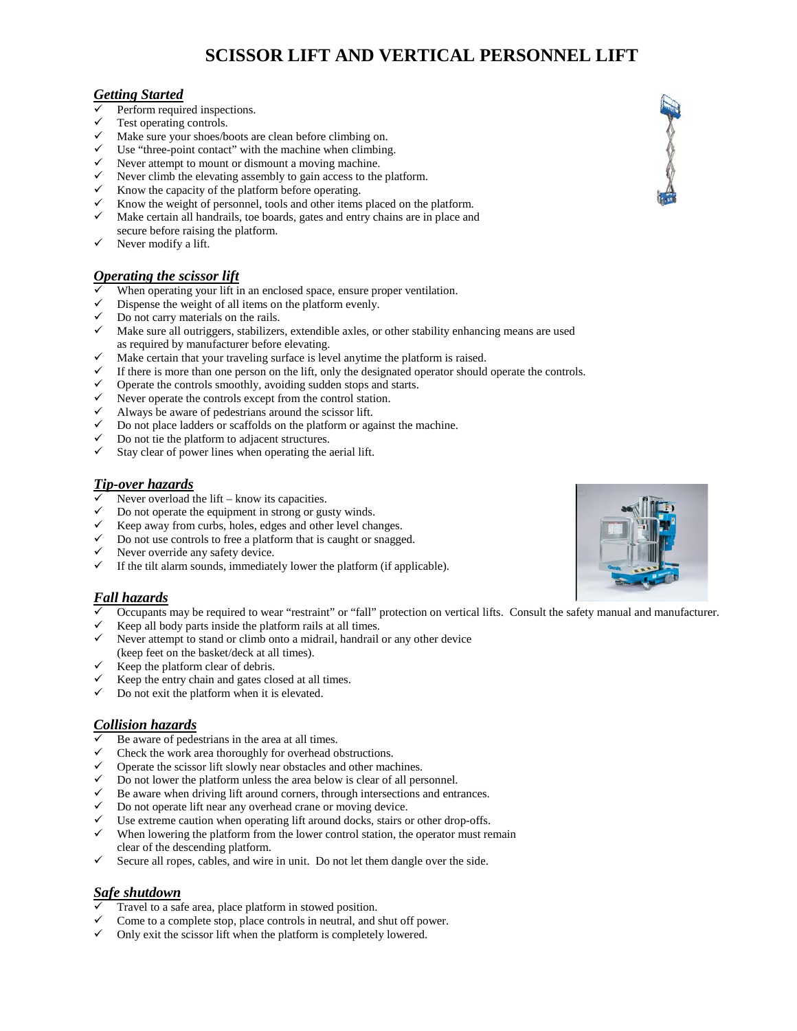# SCISSOR LIFT AND VERTICAL PERSONNEL LIFT

## *Getting Started*

- ✓ Perform required inspections.
- ✓ Test operating controls.
- ✓ Make sure your shoes/boots are clean before climbing on.
- ✓ Use "three-point contact" with the machine when climbing.
- ✓ Never attempt to mount or dismount a moving machine.
- ✓ Never climb the elevating assembly to gain access to the platform.
- ✓ Know the capacity of the platform before operating.
- ✓ Know the weight of personnel, tools and other items placed on the platform.
- ✓ Make certain all handrails, toe boards, gates and entry chains are in place and secure before raising the platform.
- ✓ Never modify a lift.

## *Operating the scissor lift*

- ✓ When operating your lift in an enclosed space, ensure proper ventilation.
- ✓ Dispense the weight of all items on the platform evenly.
- ✓ Do not carry materials on the rails.
- ✓ Make sure all outriggers, stabilizers, extendible axles, or other stability enhancing means are used as required by manufacturer before elevating.
- ✓ Make certain that your traveling surface is level anytime the platform is raised.
- ✓ If there is more than one person on the lift, only the designated operator should operate the controls.
- ✓ Operate the controls smoothly, avoiding sudden stops and starts.
- ✓ Never operate the controls except from the control station.
- ✓ Always be aware of pedestrians around the scissor lift.
- ✓ Do not place ladders or scaffolds on the platform or against the machine.
- ✓ Do not tie the platform to adjacent structures.
- ✓ Stay clear of power lines when operating the aerial lift.

## *Tip-over hazards*

- ✓ Never overload the lift – know its capacities.
- ✓ Do not operate the equipment in strong or gusty winds.
- ✓ Keep away from curbs, holes, edges and other level changes.
- ✓ Do not use controls to free a platform that is caught or snagged.
- ✓ Never override any safety device.
- ✓ If the tilt alarm sounds, immediately lower the platform (if applicable).

## *Fall hazards*

- ✓ Occupants may be required to wear "restraint" or "fall" protection on vertical lifts. Consult the safety manual and manufacturer.
- ✓ Keep all body parts inside the platform rails at all times.
- ✓ Never attempt to stand or climb onto a midrail, handrail or any other device (keep feet on the basket/deck at all times).
- ✓ Keep the platform clear of debris.
- ✓ Keep the entry chain and gates closed at all times.
- ✓ Do not exit the platform when it is elevated.

## *Collision hazards*

- ✓ Be aware of pedestrians in the area at all times.
- ✓ Check the work area thoroughly for overhead obstructions.
- ✓ Operate the scissor lift slowly near obstacles and other machines.
- ✓ Do not lower the platform unless the area below is clear of all personnel.
- ✓ Be aware when driving lift around corners, through intersections and entrances.
- ✓ Do not operate lift near any overhead crane or moving device.
- ✓ Use extreme caution when operating lift around docks, stairs or other drop-offs.
- ✓ When lowering the platform from the lower control station, the operator must remain clear of the descending platform.
- ✓ Secure all ropes, cables, and wire in unit. Do not let them dangle over the side.

## *Safe shutdown*

- ✓ Travel to a safe area, place platform in stowed position.
- ✓ Come to a complete stop, place controls in neutral, and shut off power.
- ✓ Only exit the scissor lift when the platform is completely lowered.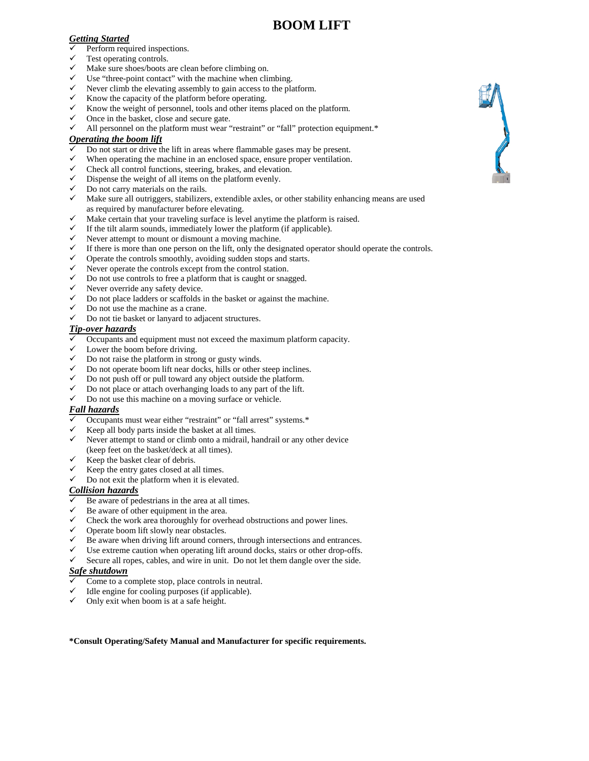# BOOM LIFT

***Getting Started***

- ✓ Perform required inspections.
- ✓ Test operating controls.
- ✓ Make sure shoes/boots are clean before climbing on.
- ✓ Use "three-point contact" with the machine when climbing.
- ✓ Never climb the elevating assembly to gain access to the platform.
- ✓ Know the capacity of the platform before operating.
- ✓ Know the weight of personnel, tools and other items placed on the platform.
- ✓ Once in the basket, close and secure gate.
- ✓ All personnel on the platform must wear "restraint" or "fall" protection equipment.*

***Operating the boom lift***

- ✓ Do not start or drive the lift in areas where flammable gases may be present.
- ✓ When operating the machine in an enclosed space, ensure proper ventilation.
- ✓ Check all control functions, steering, brakes, and elevation.
- ✓ Dispense the weight of all items on the platform evenly.
- ✓ Do not carry materials on the rails.
- ✓ Make sure all outriggers, stabilizers, extendible axles, or other stability enhancing means are used as required by manufacturer before elevating.
- ✓ Make certain that your traveling surface is level anytime the platform is raised.
- ✓ If the tilt alarm sounds, immediately lower the platform (if applicable).
- ✓ Never attempt to mount or dismount a moving machine.
- ✓ If there is more than one person on the lift, only the designated operator should operate the controls.
- ✓ Operate the controls smoothly, avoiding sudden stops and starts.
- ✓ Never operate the controls except from the control station.
- ✓ Do not use controls to free a platform that is caught or snagged.
- ✓ Never override any safety device.
- ✓ Do not place ladders or scaffolds in the basket or against the machine.
- ✓ Do not use the machine as a crane.
- ✓ Do not tie basket or lanyard to adjacent structures.

***Tip-over hazards***

- ✓ Occupants and equipment must not exceed the maximum platform capacity.
- ✓ Lower the boom before driving.
- ✓ Do not raise the platform in strong or gusty winds.
- ✓ Do not operate boom lift near docks, hills or other steep inclines.
- ✓ Do not push off or pull toward any object outside the platform.
- ✓ Do not place or attach overhanging loads to any part of the lift.
- ✓ Do not use this machine on a moving surface or vehicle.

***Fall hazards***

- ✓ Occupants must wear either "restraint" or "fall arrest" systems.*
- ✓ Keep all body parts inside the basket at all times.
- ✓ Never attempt to stand or climb onto a midrail, handrail or any other device (keep feet on the basket/deck at all times).
- ✓ Keep the basket clear of debris.
- ✓ Keep the entry gates closed at all times.
- ✓ Do not exit the platform when it is elevated.

***Collision hazards***

- ✓ Be aware of pedestrians in the area at all times.
- ✓ Be aware of other equipment in the area.
- ✓ Check the work area thoroughly for overhead obstructions and power lines.
- ✓ Operate boom lift slowly near obstacles.
- ✓ Be aware when driving lift around corners, through intersections and entrances.
- ✓ Use extreme caution when operating lift around docks, stairs or other drop-offs.
- ✓ Secure all ropes, cables, and wire in unit. Do not let them dangle over the side.

***Safe shutdown***

- ✓ Come to a complete stop, place controls in neutral.
- ✓ Idle engine for cooling purposes (if applicable).
- ✓ Only exit when boom is at a safe height.

**\*Consult Operating/Safety Manual and Manufacturer for specific requirements.**